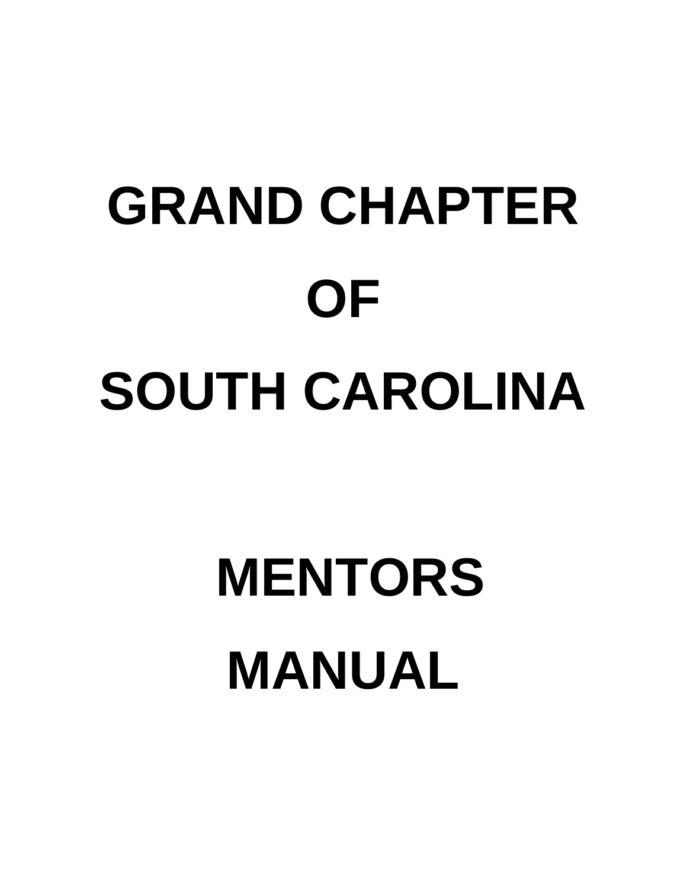# GRAND CHAPTER

# OF

# SOUTH CAROLINA

# MENTORS

# MANUAL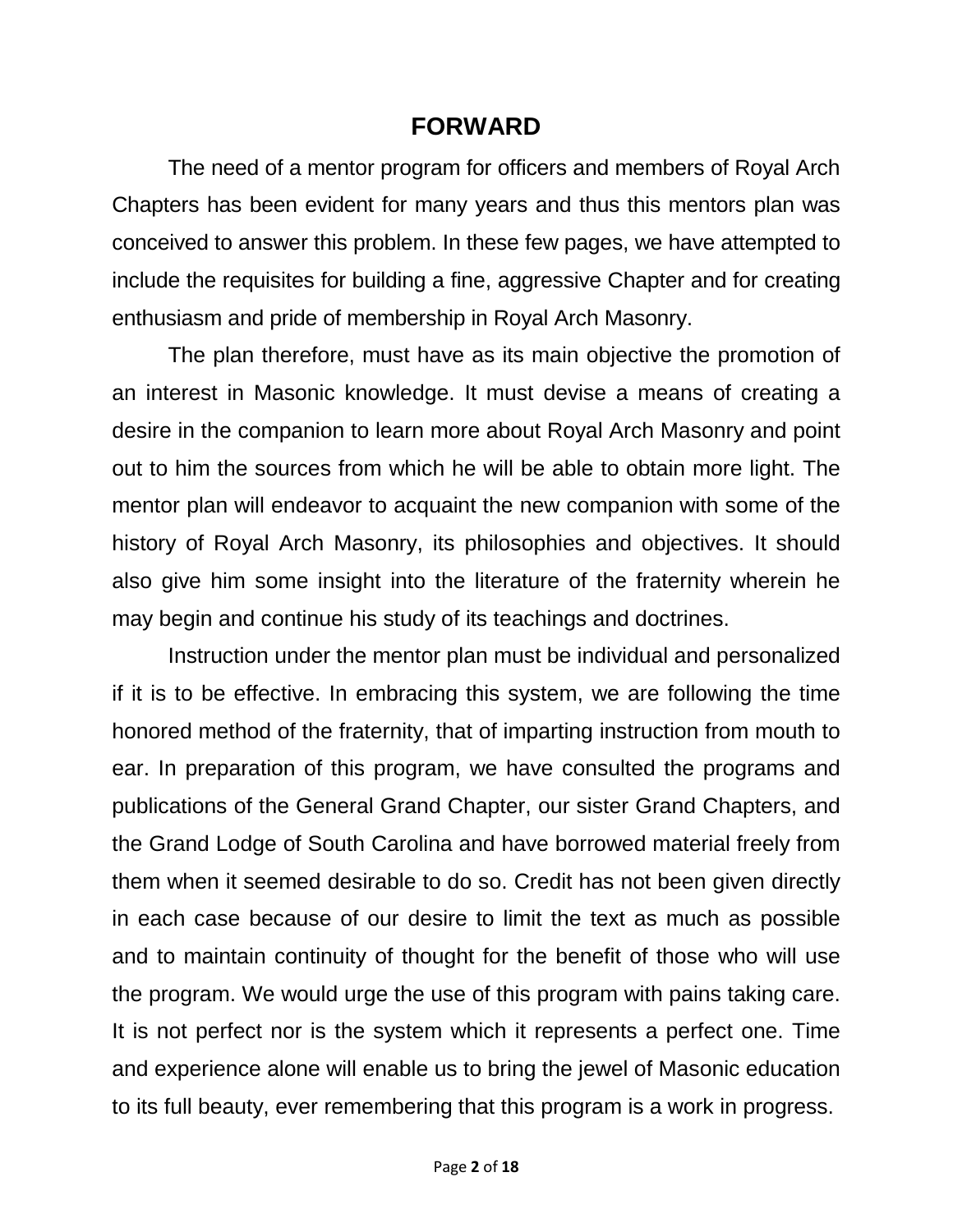# FORWARD

The need of a mentor program for officers and members of Royal Arch Chapters has been evident for many years and thus this mentors plan was conceived to answer this problem. In these few pages, we have attempted to include the requisites for building a fine, aggressive Chapter and for creating enthusiasm and pride of membership in Royal Arch Masonry.

The plan therefore, must have as its main objective the promotion of an interest in Masonic knowledge. It must devise a means of creating a desire in the companion to learn more about Royal Arch Masonry and point out to him the sources from which he will be able to obtain more light. The mentor plan will endeavor to acquaint the new companion with some of the history of Royal Arch Masonry, its philosophies and objectives. It should also give him some insight into the literature of the fraternity wherein he may begin and continue his study of its teachings and doctrines.

Instruction under the mentor plan must be individual and personalized if it is to be effective. In embracing this system, we are following the time honored method of the fraternity, that of imparting instruction from mouth to ear. In preparation of this program, we have consulted the programs and publications of the General Grand Chapter, our sister Grand Chapters, and the Grand Lodge of South Carolina and have borrowed material freely from them when it seemed desirable to do so. Credit has not been given directly in each case because of our desire to limit the text as much as possible and to maintain continuity of thought for the benefit of those who will use the program. We would urge the use of this program with pains taking care. It is not perfect nor is the system which it represents a perfect one. Time and experience alone will enable us to bring the jewel of Masonic education to its full beauty, ever remembering that this program is a work in progress.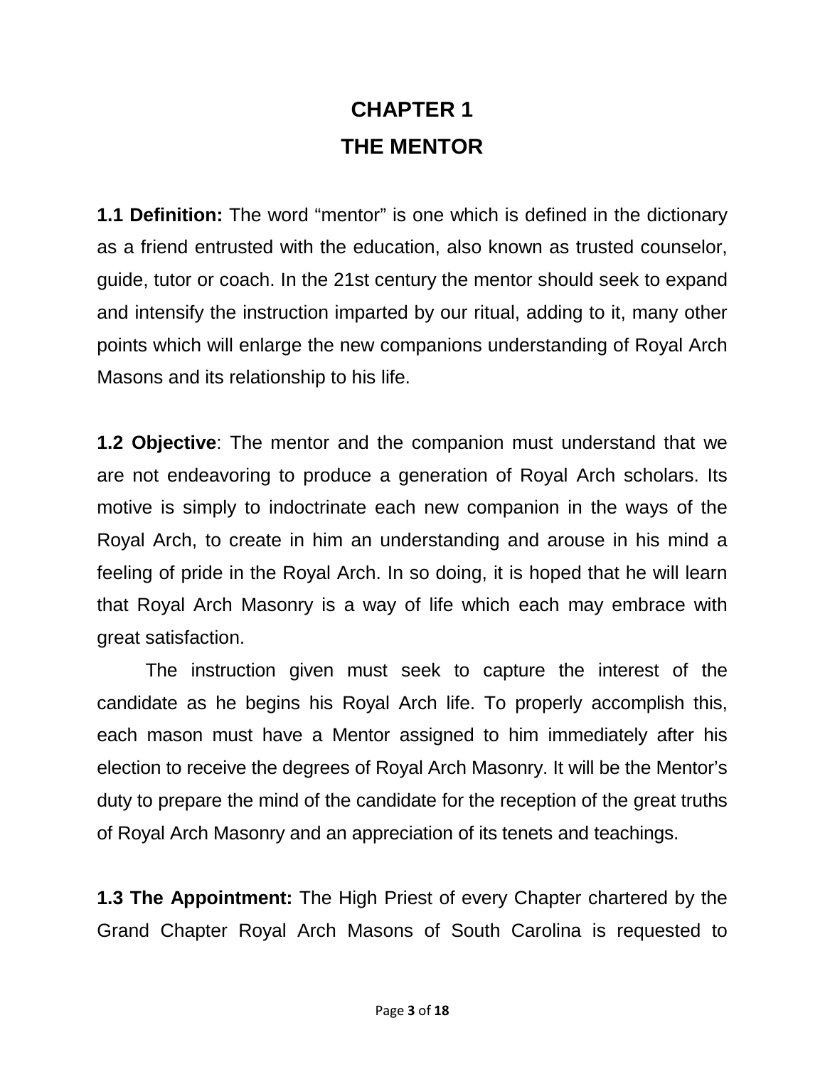# CHAPTER 1
# THE MENTOR

**1.1 Definition:** The word "mentor" is one which is defined in the dictionary as a friend entrusted with the education, also known as trusted counselor, guide, tutor or coach. In the 21st century the mentor should seek to expand and intensify the instruction imparted by our ritual, adding to it, many other points which will enlarge the new companions understanding of Royal Arch Masons and its relationship to his life.

**1.2 Objective**: The mentor and the companion must understand that we are not endeavoring to produce a generation of Royal Arch scholars. Its motive is simply to indoctrinate each new companion in the ways of the Royal Arch, to create in him an understanding and arouse in his mind a feeling of pride in the Royal Arch. In so doing, it is hoped that he will learn that Royal Arch Masonry is a way of life which each may embrace with great satisfaction.

The instruction given must seek to capture the interest of the candidate as he begins his Royal Arch life. To properly accomplish this, each mason must have a Mentor assigned to him immediately after his election to receive the degrees of Royal Arch Masonry. It will be the Mentor's duty to prepare the mind of the candidate for the reception of the great truths of Royal Arch Masonry and an appreciation of its tenets and teachings.

**1.3 The Appointment:** The High Priest of every Chapter chartered by the Grand Chapter Royal Arch Masons of South Carolina is requested to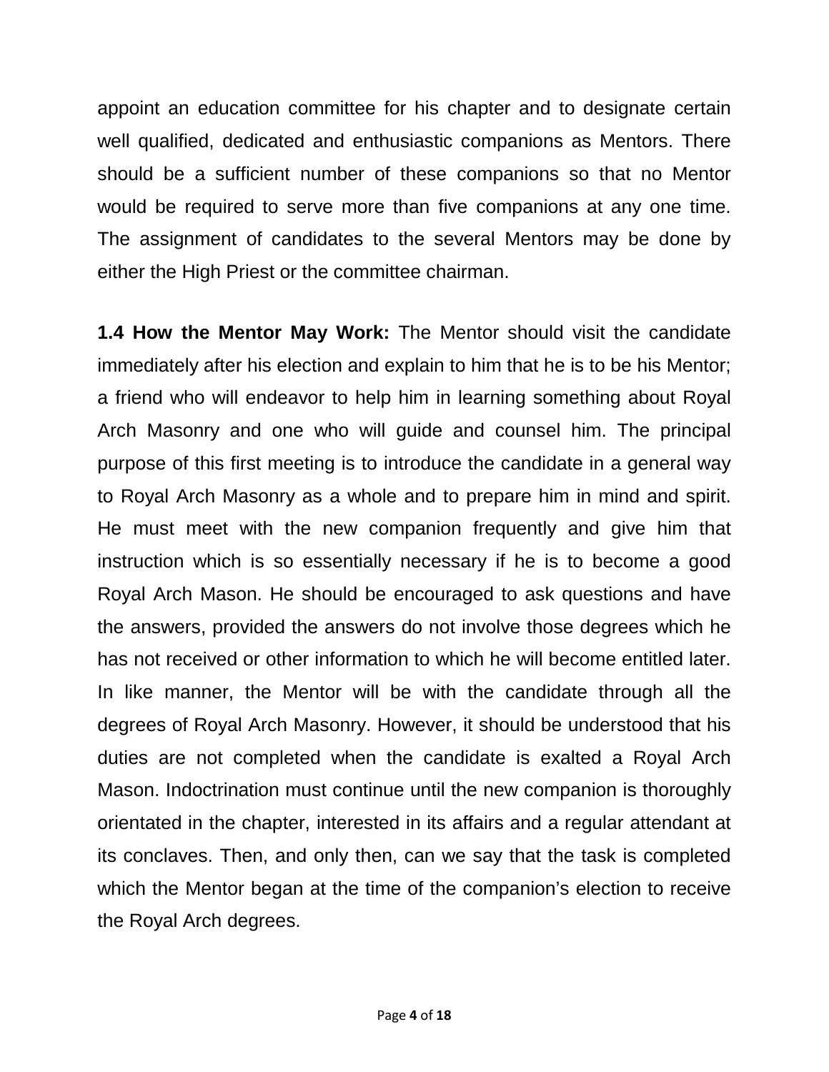appoint an education committee for his chapter and to designate certain well qualified, dedicated and enthusiastic companions as Mentors. There should be a sufficient number of these companions so that no Mentor would be required to serve more than five companions at any one time. The assignment of candidates to the several Mentors may be done by either the High Priest or the committee chairman.

**1.4 How the Mentor May Work:** The Mentor should visit the candidate immediately after his election and explain to him that he is to be his Mentor; a friend who will endeavor to help him in learning something about Royal Arch Masonry and one who will guide and counsel him. The principal purpose of this first meeting is to introduce the candidate in a general way to Royal Arch Masonry as a whole and to prepare him in mind and spirit. He must meet with the new companion frequently and give him that instruction which is so essentially necessary if he is to become a good Royal Arch Mason. He should be encouraged to ask questions and have the answers, provided the answers do not involve those degrees which he has not received or other information to which he will become entitled later. In like manner, the Mentor will be with the candidate through all the degrees of Royal Arch Masonry. However, it should be understood that his duties are not completed when the candidate is exalted a Royal Arch Mason. Indoctrination must continue until the new companion is thoroughly orientated in the chapter, interested in its affairs and a regular attendant at its conclaves. Then, and only then, can we say that the task is completed which the Mentor began at the time of the companion's election to receive the Royal Arch degrees.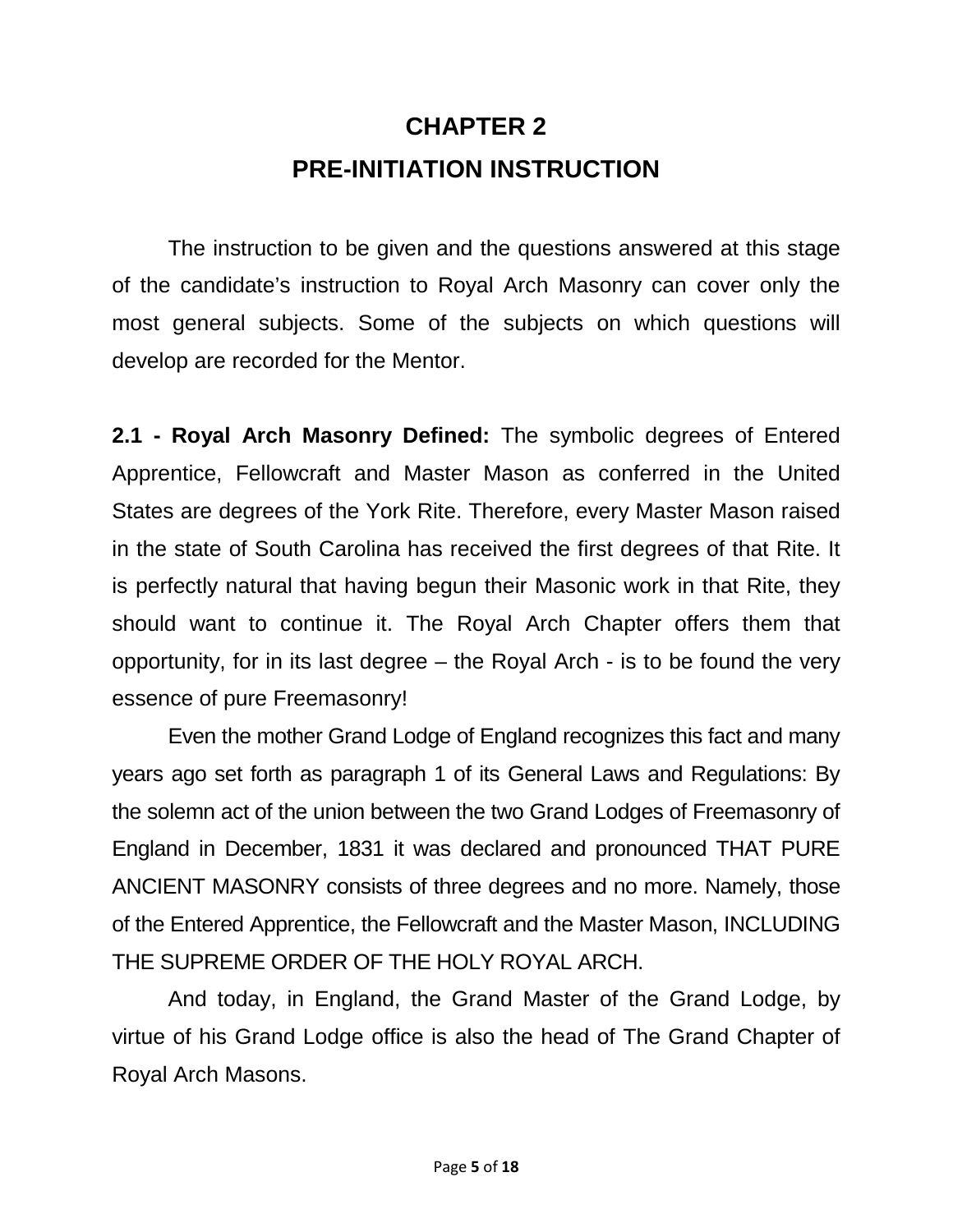# CHAPTER 2

# PRE-INITIATION INSTRUCTION

The instruction to be given and the questions answered at this stage of the candidate's instruction to Royal Arch Masonry can cover only the most general subjects. Some of the subjects on which questions will develop are recorded for the Mentor.

**2.1 - Royal Arch Masonry Defined:** The symbolic degrees of Entered Apprentice, Fellowcraft and Master Mason as conferred in the United States are degrees of the York Rite. Therefore, every Master Mason raised in the state of South Carolina has received the first degrees of that Rite. It is perfectly natural that having begun their Masonic work in that Rite, they should want to continue it. The Royal Arch Chapter offers them that opportunity, for in its last degree – the Royal Arch - is to be found the very essence of pure Freemasonry!

Even the mother Grand Lodge of England recognizes this fact and many years ago set forth as paragraph 1 of its General Laws and Regulations: By the solemn act of the union between the two Grand Lodges of Freemasonry of England in December, 1831 it was declared and pronounced THAT PURE ANCIENT MASONRY consists of three degrees and no more. Namely, those of the Entered Apprentice, the Fellowcraft and the Master Mason, INCLUDING THE SUPREME ORDER OF THE HOLY ROYAL ARCH.

And today, in England, the Grand Master of the Grand Lodge, by virtue of his Grand Lodge office is also the head of The Grand Chapter of Royal Arch Masons.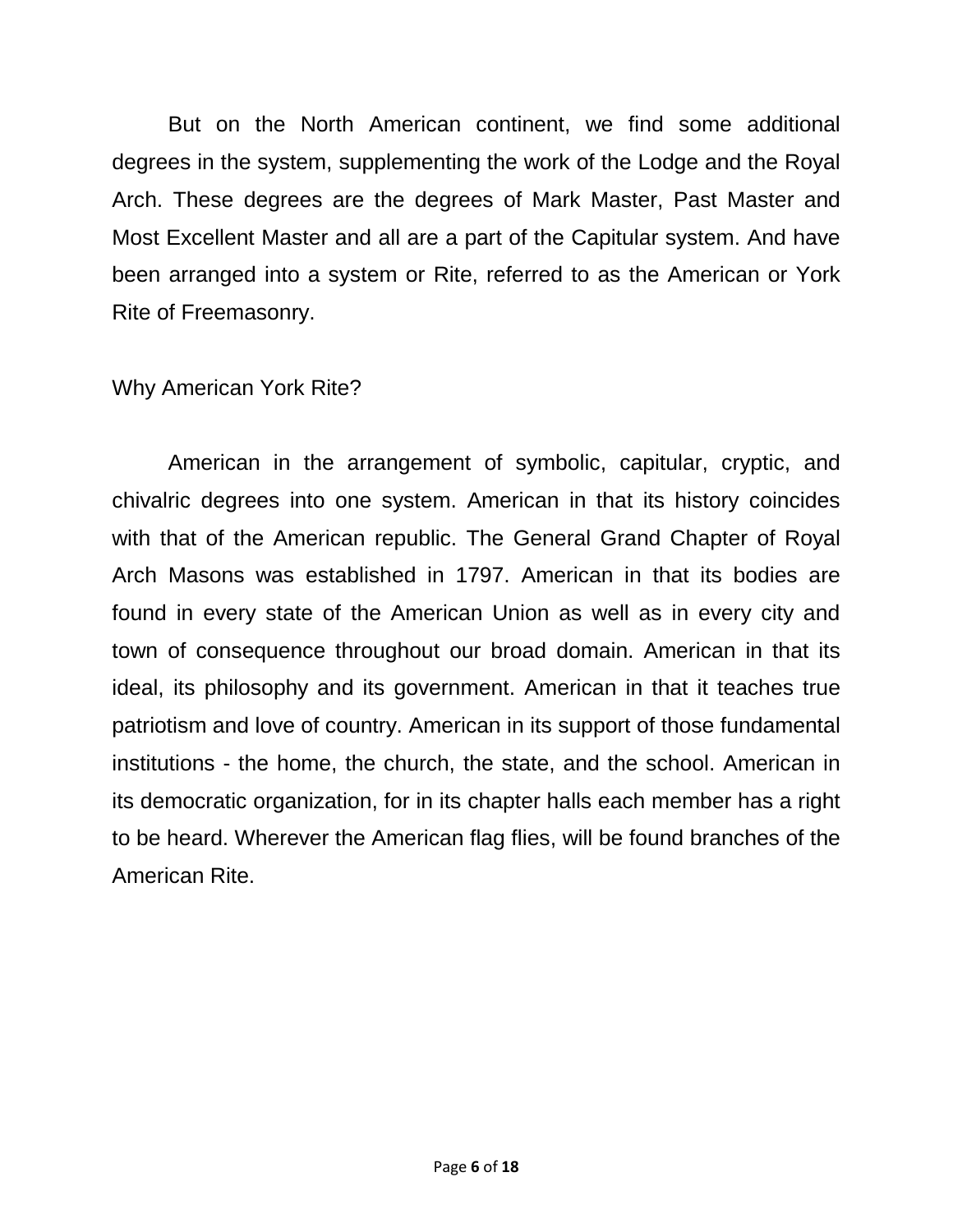But on the North American continent, we find some additional degrees in the system, supplementing the work of the Lodge and the Royal Arch. These degrees are the degrees of Mark Master, Past Master and Most Excellent Master and all are a part of the Capitular system. And have been arranged into a system or Rite, referred to as the American or York Rite of Freemasonry.

Why American York Rite?

American in the arrangement of symbolic, capitular, cryptic, and chivalric degrees into one system. American in that its history coincides with that of the American republic. The General Grand Chapter of Royal Arch Masons was established in 1797. American in that its bodies are found in every state of the American Union as well as in every city and town of consequence throughout our broad domain. American in that its ideal, its philosophy and its government. American in that it teaches true patriotism and love of country. American in its support of those fundamental institutions - the home, the church, the state, and the school. American in its democratic organization, for in its chapter halls each member has a right to be heard. Wherever the American flag flies, will be found branches of the American Rite.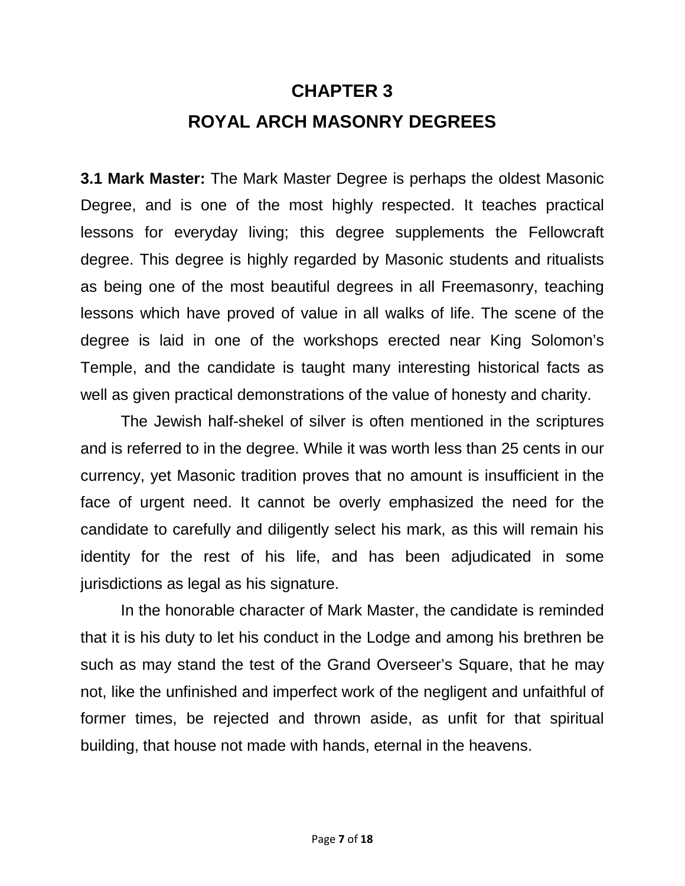# CHAPTER 3

# ROYAL ARCH MASONRY DEGREES

**3.1 Mark Master:** The Mark Master Degree is perhaps the oldest Masonic Degree, and is one of the most highly respected. It teaches practical lessons for everyday living; this degree supplements the Fellowcraft degree. This degree is highly regarded by Masonic students and ritualists as being one of the most beautiful degrees in all Freemasonry, teaching lessons which have proved of value in all walks of life. The scene of the degree is laid in one of the workshops erected near King Solomon's Temple, and the candidate is taught many interesting historical facts as well as given practical demonstrations of the value of honesty and charity.

The Jewish half-shekel of silver is often mentioned in the scriptures and is referred to in the degree. While it was worth less than 25 cents in our currency, yet Masonic tradition proves that no amount is insufficient in the face of urgent need. It cannot be overly emphasized the need for the candidate to carefully and diligently select his mark, as this will remain his identity for the rest of his life, and has been adjudicated in some jurisdictions as legal as his signature.

In the honorable character of Mark Master, the candidate is reminded that it is his duty to let his conduct in the Lodge and among his brethren be such as may stand the test of the Grand Overseer's Square, that he may not, like the unfinished and imperfect work of the negligent and unfaithful of former times, be rejected and thrown aside, as unfit for that spiritual building, that house not made with hands, eternal in the heavens.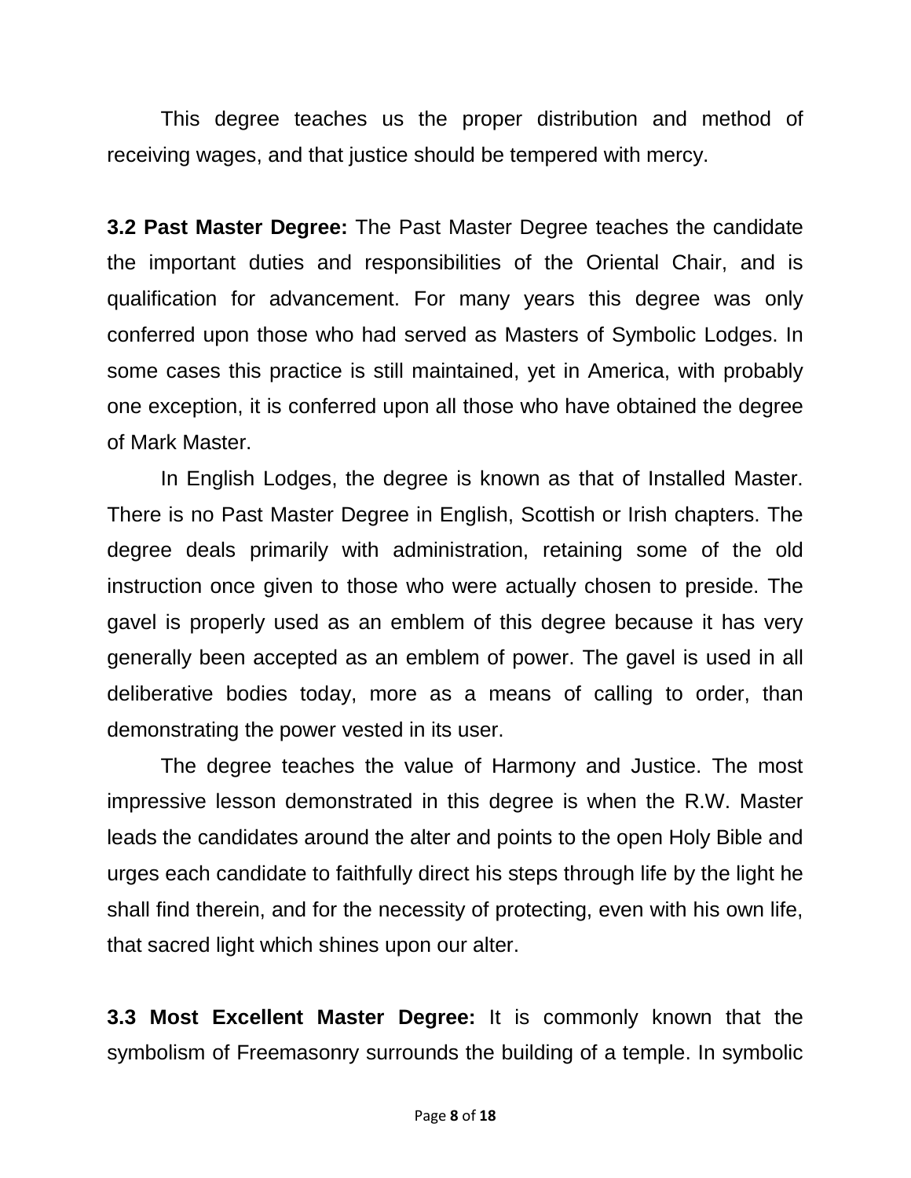This degree teaches us the proper distribution and method of receiving wages, and that justice should be tempered with mercy.

**3.2 Past Master Degree:** The Past Master Degree teaches the candidate the important duties and responsibilities of the Oriental Chair, and is qualification for advancement. For many years this degree was only conferred upon those who had served as Masters of Symbolic Lodges. In some cases this practice is still maintained, yet in America, with probably one exception, it is conferred upon all those who have obtained the degree of Mark Master.

In English Lodges, the degree is known as that of Installed Master. There is no Past Master Degree in English, Scottish or Irish chapters. The degree deals primarily with administration, retaining some of the old instruction once given to those who were actually chosen to preside. The gavel is properly used as an emblem of this degree because it has very generally been accepted as an emblem of power. The gavel is used in all deliberative bodies today, more as a means of calling to order, than demonstrating the power vested in its user.

The degree teaches the value of Harmony and Justice. The most impressive lesson demonstrated in this degree is when the R.W. Master leads the candidates around the alter and points to the open Holy Bible and urges each candidate to faithfully direct his steps through life by the light he shall find therein, and for the necessity of protecting, even with his own life, that sacred light which shines upon our alter.

**3.3 Most Excellent Master Degree:** It is commonly known that the symbolism of Freemasonry surrounds the building of a temple. In symbolic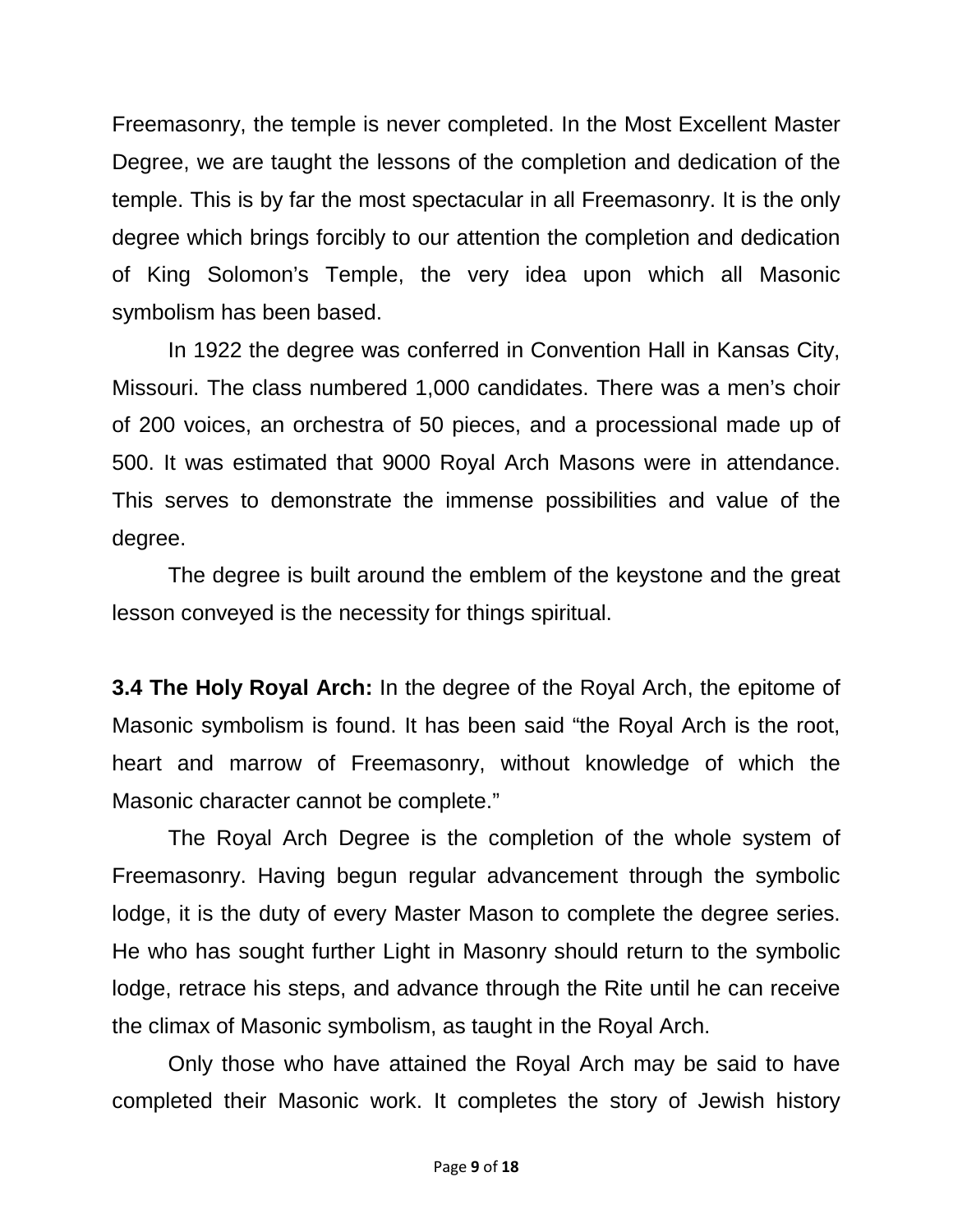Freemasonry, the temple is never completed. In the Most Excellent Master Degree, we are taught the lessons of the completion and dedication of the temple. This is by far the most spectacular in all Freemasonry. It is the only degree which brings forcibly to our attention the completion and dedication of King Solomon's Temple, the very idea upon which all Masonic symbolism has been based.

In 1922 the degree was conferred in Convention Hall in Kansas City, Missouri. The class numbered 1,000 candidates. There was a men's choir of 200 voices, an orchestra of 50 pieces, and a processional made up of 500. It was estimated that 9000 Royal Arch Masons were in attendance. This serves to demonstrate the immense possibilities and value of the degree.

The degree is built around the emblem of the keystone and the great lesson conveyed is the necessity for things spiritual.

**3.4 The Holy Royal Arch:** In the degree of the Royal Arch, the epitome of Masonic symbolism is found. It has been said "the Royal Arch is the root, heart and marrow of Freemasonry, without knowledge of which the Masonic character cannot be complete."

The Royal Arch Degree is the completion of the whole system of Freemasonry. Having begun regular advancement through the symbolic lodge, it is the duty of every Master Mason to complete the degree series. He who has sought further Light in Masonry should return to the symbolic lodge, retrace his steps, and advance through the Rite until he can receive the climax of Masonic symbolism, as taught in the Royal Arch.

Only those who have attained the Royal Arch may be said to have completed their Masonic work. It completes the story of Jewish history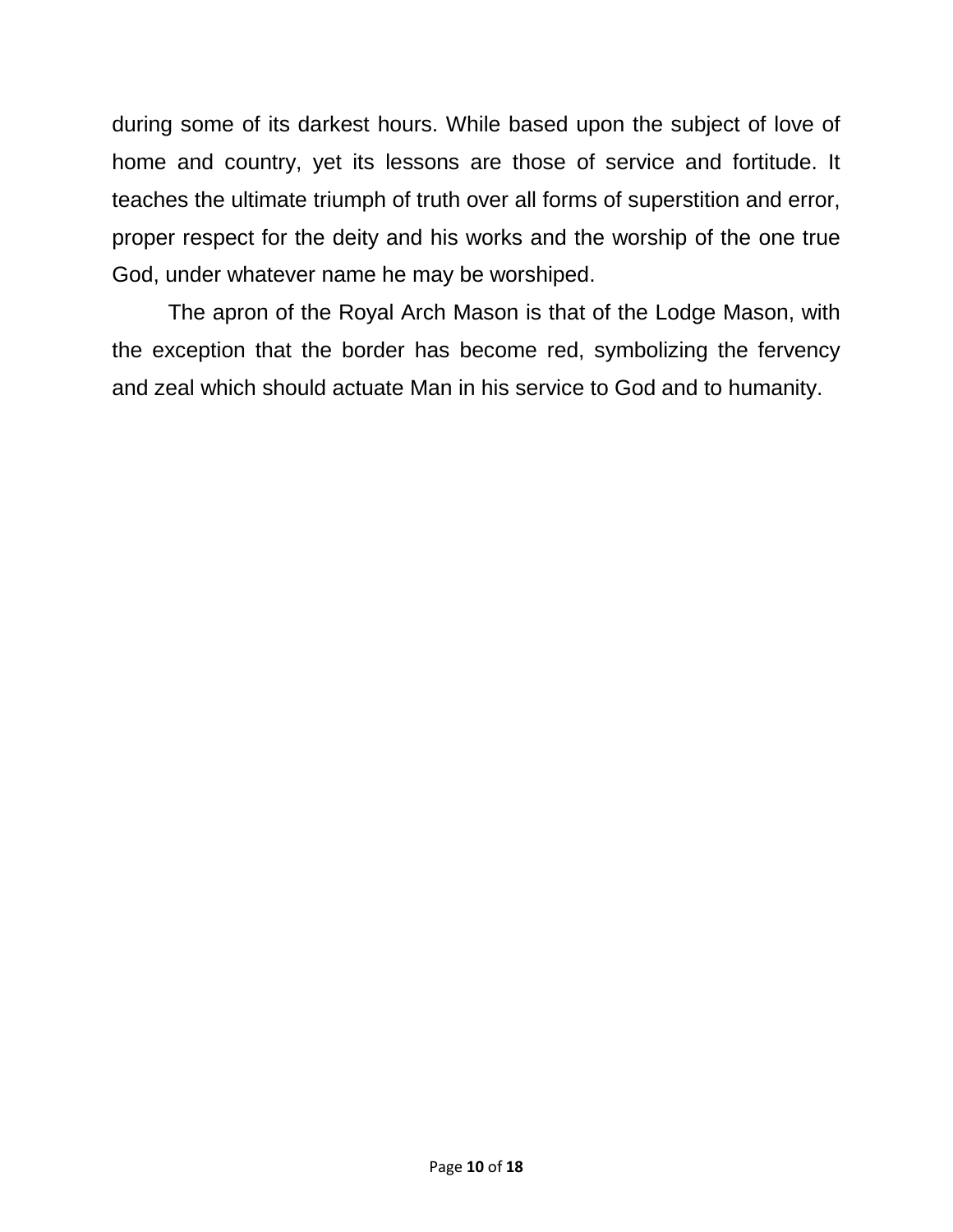during some of its darkest hours. While based upon the subject of love of home and country, yet its lessons are those of service and fortitude. It teaches the ultimate triumph of truth over all forms of superstition and error, proper respect for the deity and his works and the worship of the one true God, under whatever name he may be worshiped.

The apron of the Royal Arch Mason is that of the Lodge Mason, with the exception that the border has become red, symbolizing the fervency and zeal which should actuate Man in his service to God and to humanity.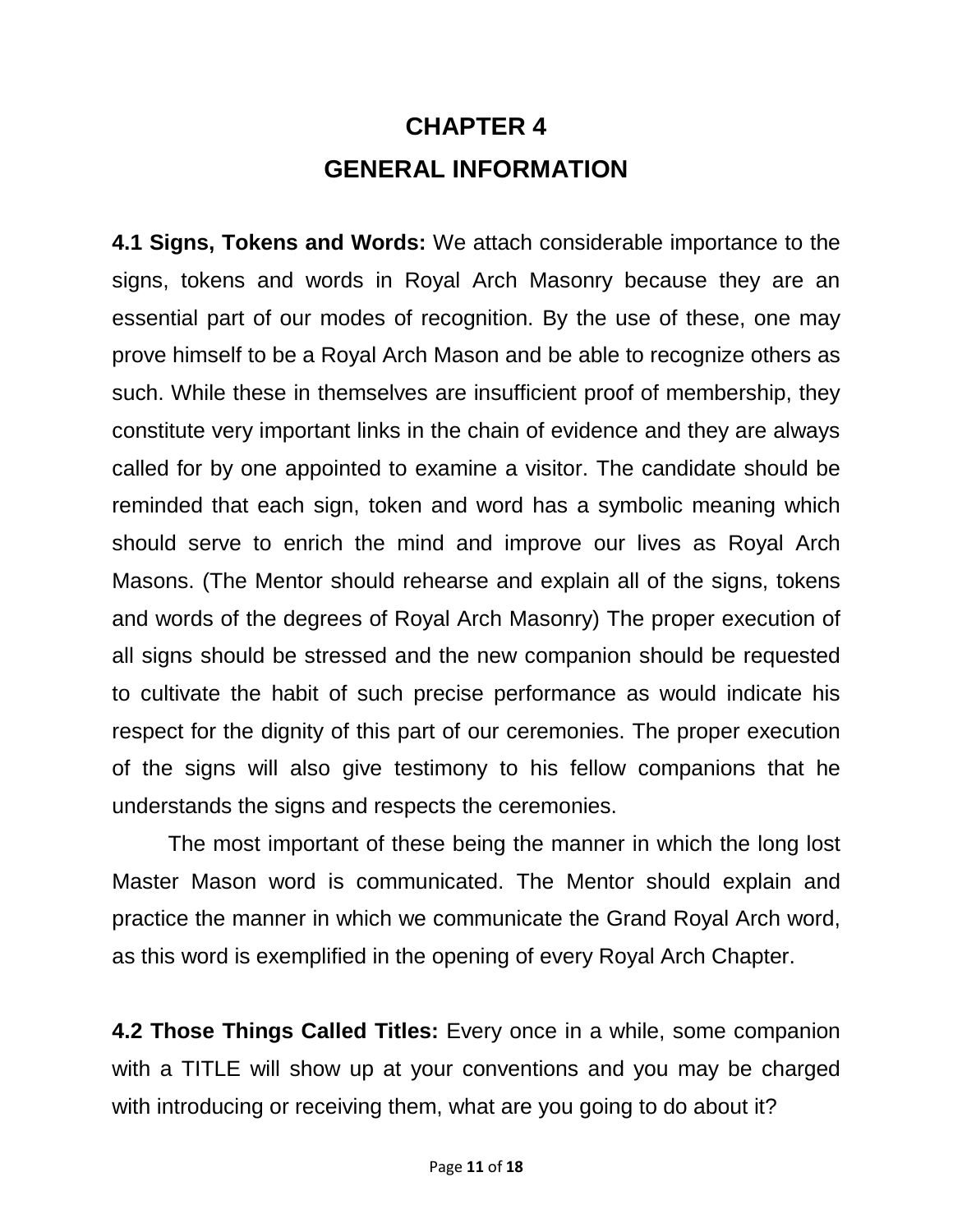# CHAPTER 4

# GENERAL INFORMATION

**4.1 Signs, Tokens and Words:** We attach considerable importance to the signs, tokens and words in Royal Arch Masonry because they are an essential part of our modes of recognition. By the use of these, one may prove himself to be a Royal Arch Mason and be able to recognize others as such. While these in themselves are insufficient proof of membership, they constitute very important links in the chain of evidence and they are always called for by one appointed to examine a visitor. The candidate should be reminded that each sign, token and word has a symbolic meaning which should serve to enrich the mind and improve our lives as Royal Arch Masons. (The Mentor should rehearse and explain all of the signs, tokens and words of the degrees of Royal Arch Masonry) The proper execution of all signs should be stressed and the new companion should be requested to cultivate the habit of such precise performance as would indicate his respect for the dignity of this part of our ceremonies. The proper execution of the signs will also give testimony to his fellow companions that he understands the signs and respects the ceremonies.

The most important of these being the manner in which the long lost Master Mason word is communicated. The Mentor should explain and practice the manner in which we communicate the Grand Royal Arch word, as this word is exemplified in the opening of every Royal Arch Chapter.

**4.2 Those Things Called Titles:** Every once in a while, some companion with a TITLE will show up at your conventions and you may be charged with introducing or receiving them, what are you going to do about it?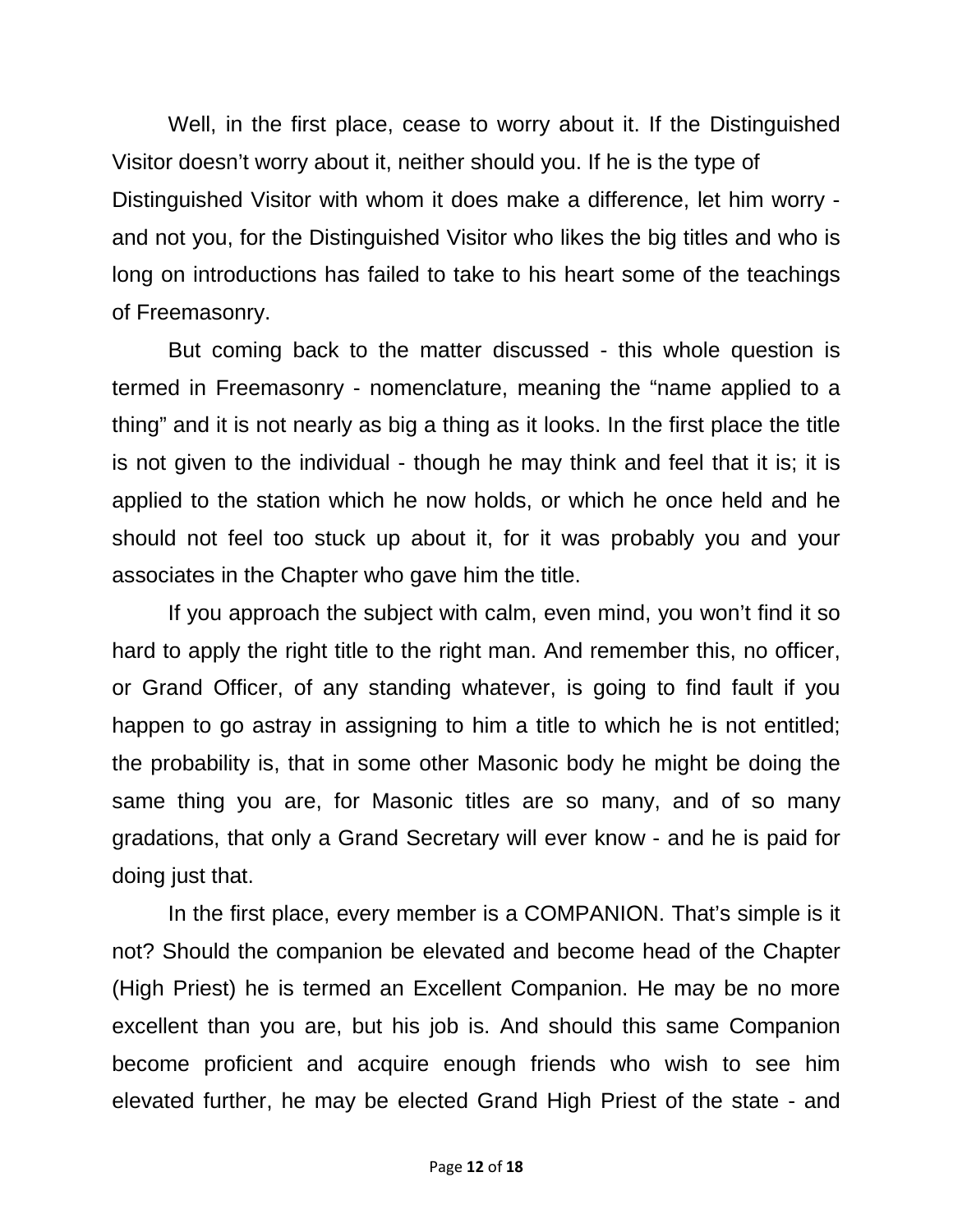Well, in the first place, cease to worry about it. If the Distinguished Visitor doesn't worry about it, neither should you. If he is the type of Distinguished Visitor with whom it does make a difference, let him worry - and not you, for the Distinguished Visitor who likes the big titles and who is long on introductions has failed to take to his heart some of the teachings of Freemasonry.

But coming back to the matter discussed - this whole question is termed in Freemasonry - nomenclature, meaning the "name applied to a thing" and it is not nearly as big a thing as it looks. In the first place the title is not given to the individual - though he may think and feel that it is; it is applied to the station which he now holds, or which he once held and he should not feel too stuck up about it, for it was probably you and your associates in the Chapter who gave him the title.

If you approach the subject with calm, even mind, you won't find it so hard to apply the right title to the right man. And remember this, no officer, or Grand Officer, of any standing whatever, is going to find fault if you happen to go astray in assigning to him a title to which he is not entitled; the probability is, that in some other Masonic body he might be doing the same thing you are, for Masonic titles are so many, and of so many gradations, that only a Grand Secretary will ever know - and he is paid for doing just that.

In the first place, every member is a COMPANION. That's simple is it not? Should the companion be elevated and become head of the Chapter (High Priest) he is termed an Excellent Companion. He may be no more excellent than you are, but his job is. And should this same Companion become proficient and acquire enough friends who wish to see him elevated further, he may be elected Grand High Priest of the state - and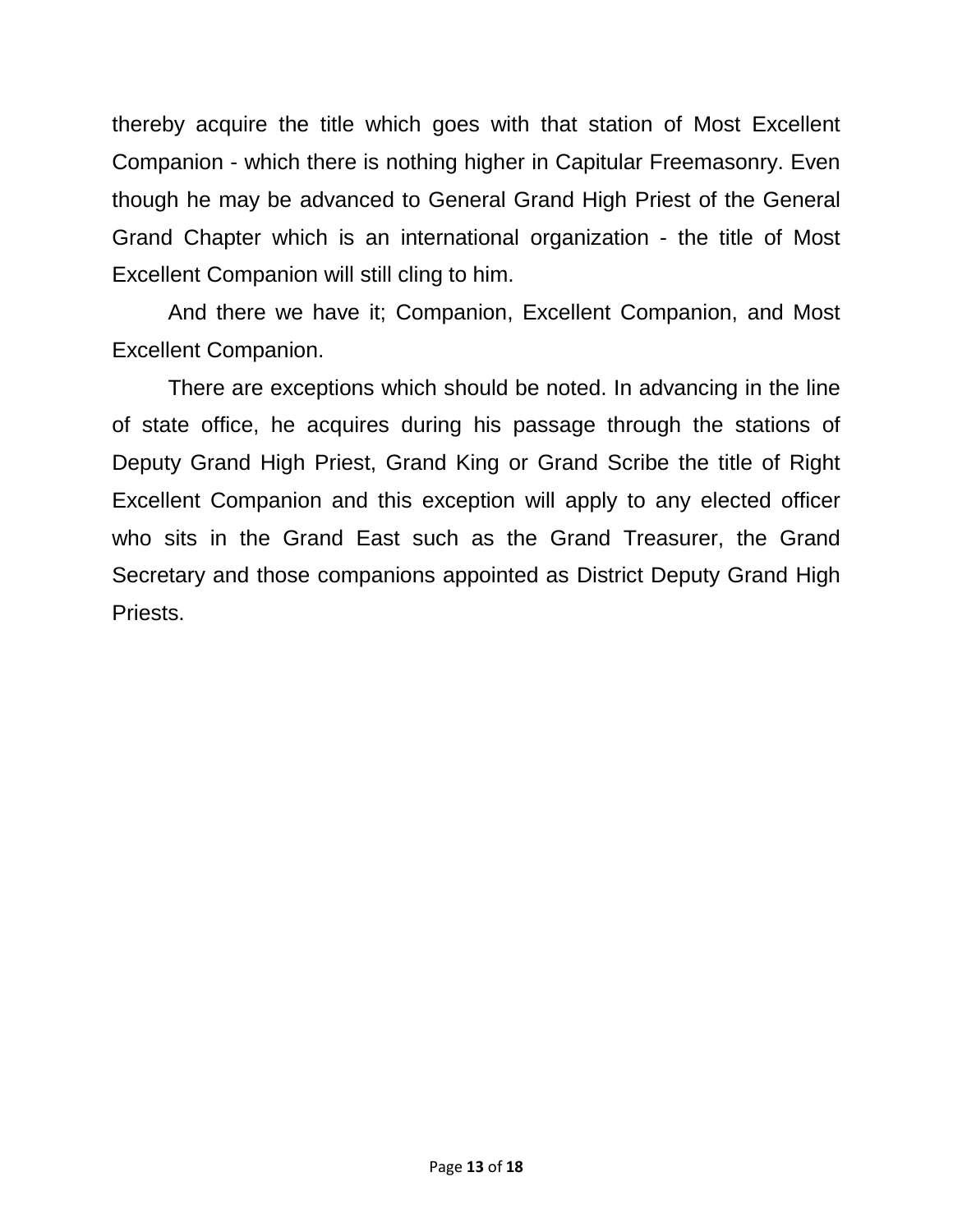thereby acquire the title which goes with that station of Most Excellent Companion - which there is nothing higher in Capitular Freemasonry. Even though he may be advanced to General Grand High Priest of the General Grand Chapter which is an international organization - the title of Most Excellent Companion will still cling to him.

And there we have it; Companion, Excellent Companion, and Most Excellent Companion.

There are exceptions which should be noted. In advancing in the line of state office, he acquires during his passage through the stations of Deputy Grand High Priest, Grand King or Grand Scribe the title of Right Excellent Companion and this exception will apply to any elected officer who sits in the Grand East such as the Grand Treasurer, the Grand Secretary and those companions appointed as District Deputy Grand High Priests.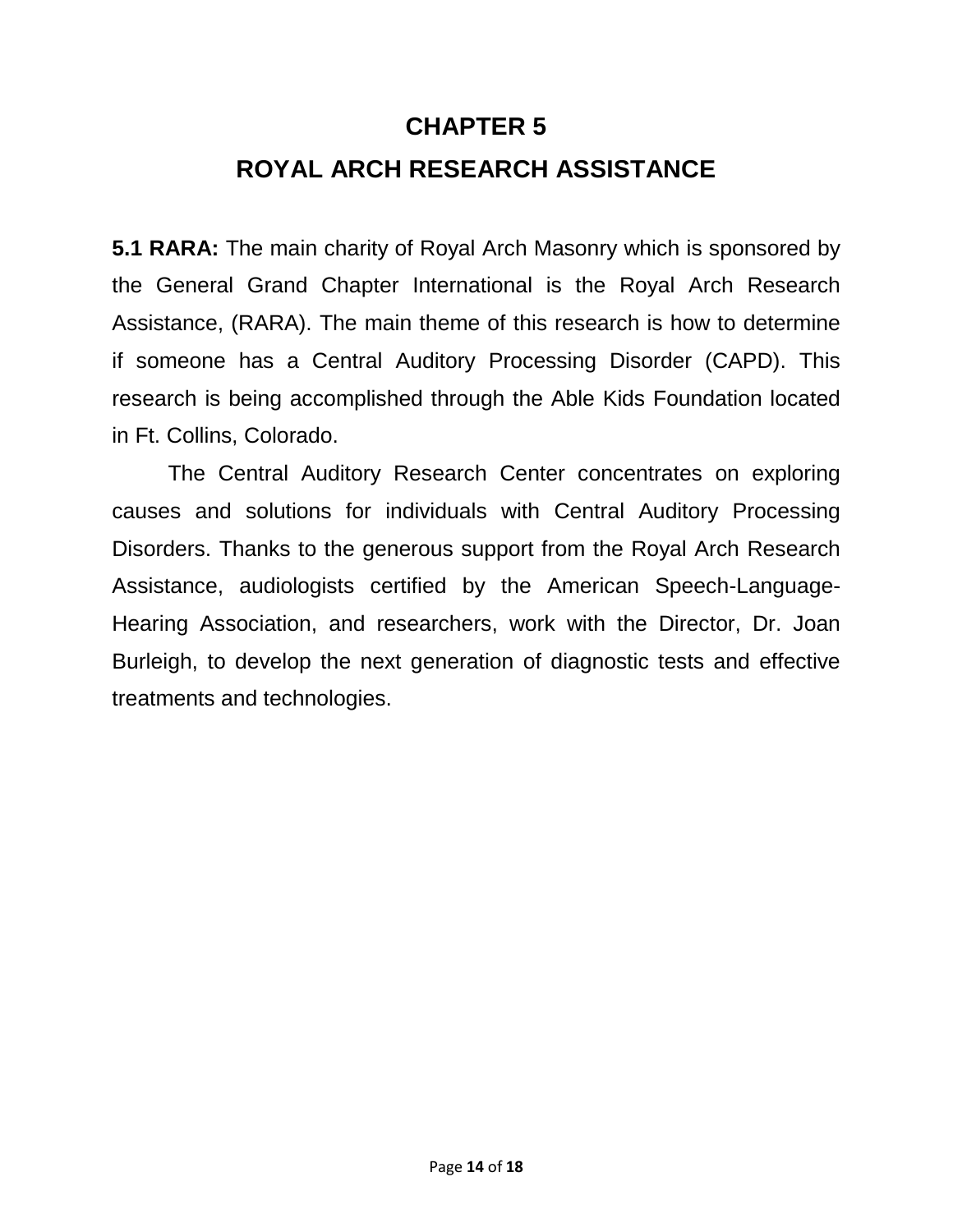# CHAPTER 5

# ROYAL ARCH RESEARCH ASSISTANCE

**5.1 RARA:** The main charity of Royal Arch Masonry which is sponsored by the General Grand Chapter International is the Royal Arch Research Assistance, (RARA). The main theme of this research is how to determine if someone has a Central Auditory Processing Disorder (CAPD). This research is being accomplished through the Able Kids Foundation located in Ft. Collins, Colorado.

The Central Auditory Research Center concentrates on exploring causes and solutions for individuals with Central Auditory Processing Disorders. Thanks to the generous support from the Royal Arch Research Assistance, audiologists certified by the American Speech-Language-Hearing Association, and researchers, work with the Director, Dr. Joan Burleigh, to develop the next generation of diagnostic tests and effective treatments and technologies.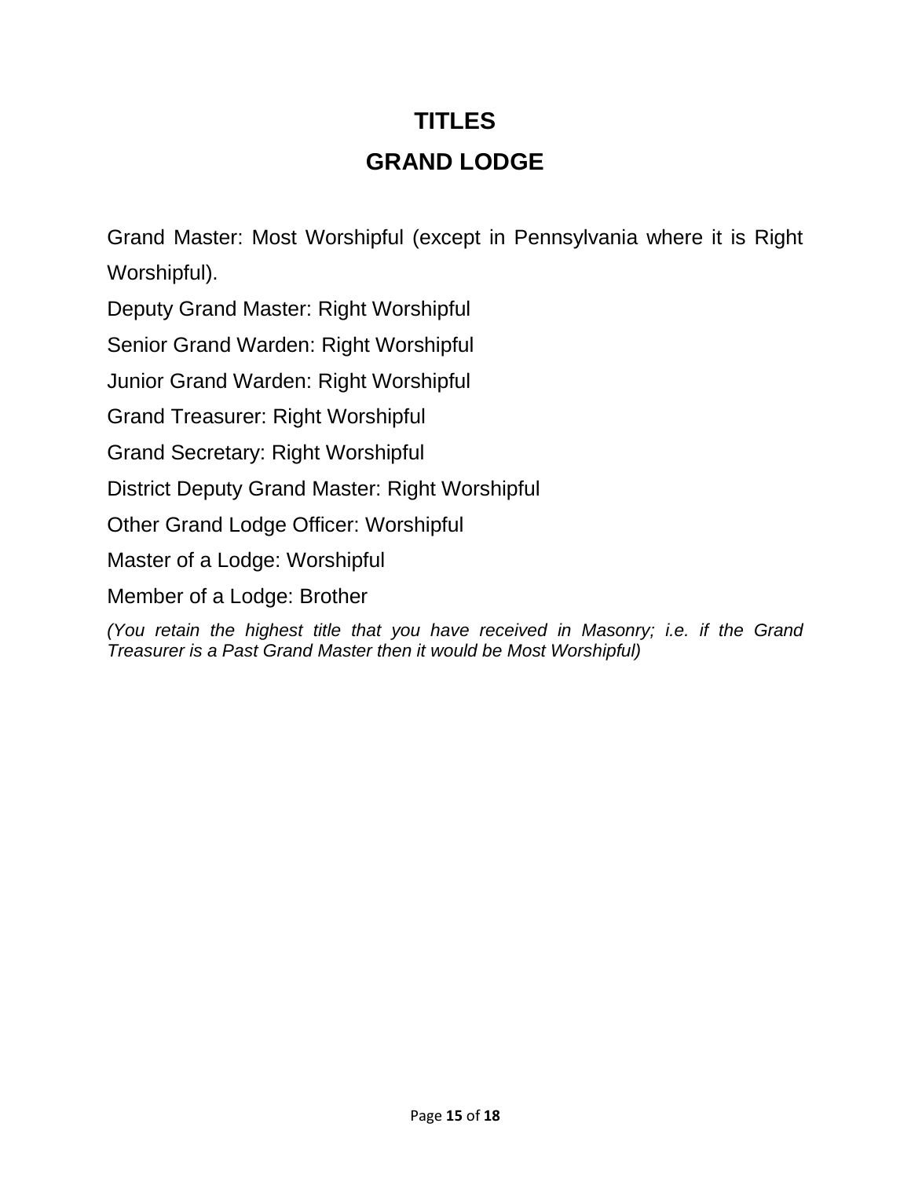# TITLES

## GRAND LODGE

Grand Master: Most Worshipful (except in Pennsylvania where it is Right Worshipful).

Deputy Grand Master: Right Worshipful

Senior Grand Warden: Right Worshipful

Junior Grand Warden: Right Worshipful

Grand Treasurer: Right Worshipful

Grand Secretary: Right Worshipful

District Deputy Grand Master: Right Worshipful

Other Grand Lodge Officer: Worshipful

Master of a Lodge: Worshipful

Member of a Lodge: Brother

*(You retain the highest title that you have received in Masonry; i.e. if the Grand Treasurer is a Past Grand Master then it would be Most Worshipful)*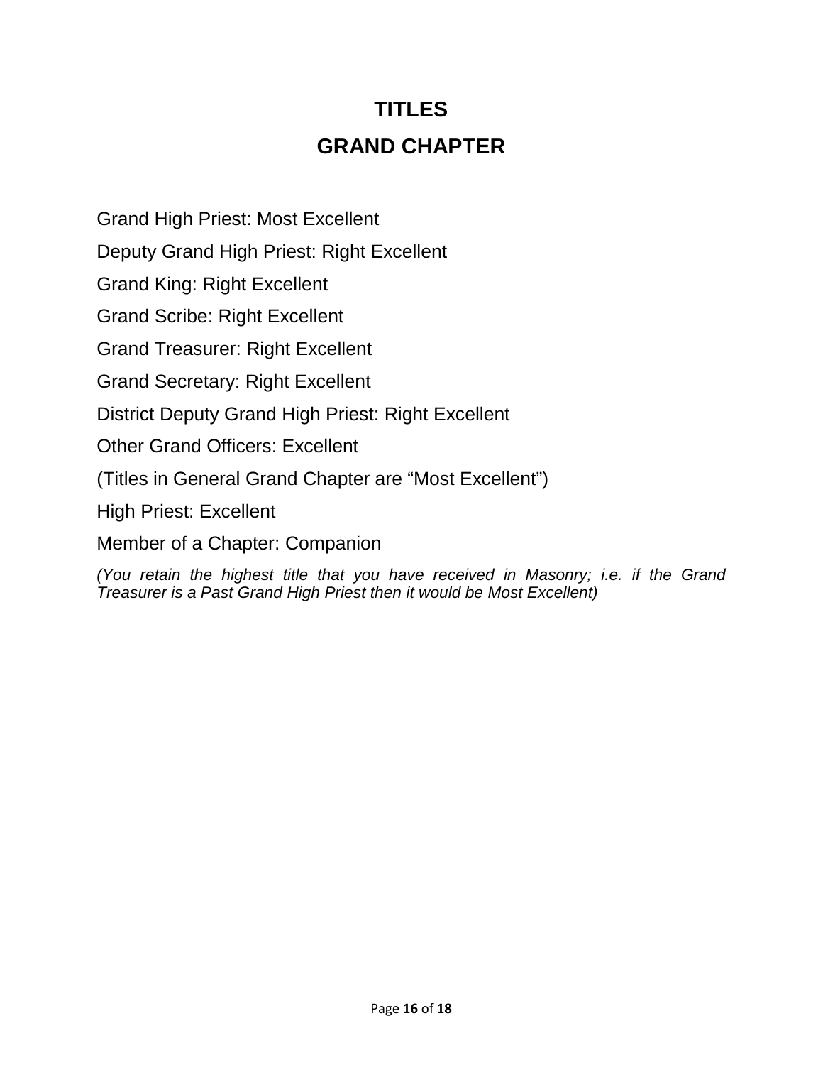# TITLES

## GRAND CHAPTER

Grand High Priest: Most Excellent

Deputy Grand High Priest: Right Excellent

Grand King: Right Excellent

Grand Scribe: Right Excellent

Grand Treasurer: Right Excellent

Grand Secretary: Right Excellent

District Deputy Grand High Priest: Right Excellent

Other Grand Officers: Excellent

(Titles in General Grand Chapter are “Most Excellent”)

High Priest: Excellent

Member of a Chapter: Companion

*(You retain the highest title that you have received in Masonry; i.e. if the Grand Treasurer is a Past Grand High Priest then it would be Most Excellent)*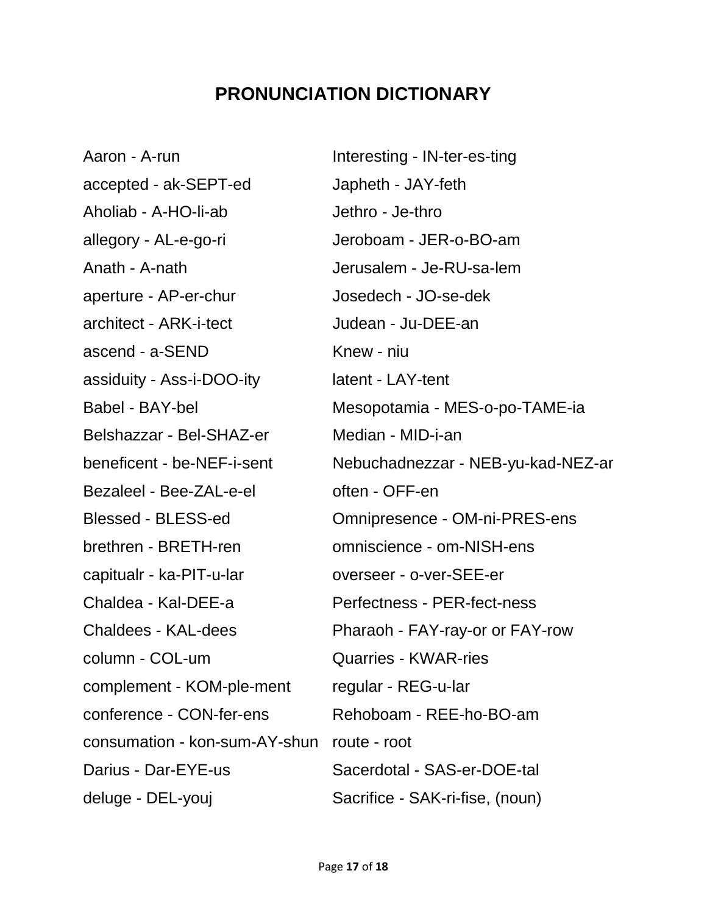# PRONUNCIATION DICTIONARY

Aaron - A-run
accepted - ak-SEPT-ed
Aholiab - A-HO-li-ab
allegory - AL-e-go-ri
Anath - A-nath
aperture - AP-er-chur
architect - ARK-i-tect
ascend - a-SEND
assiduity - Ass-i-DOO-ity
Babel - BAY-bel
Belshazzar - Bel-SHAZ-er
beneficent - be-NEF-i-sent
Bezaleel - Bee-ZAL-e-el
Blessed - BLESS-ed
brethren - BRETH-ren
capitualr - ka-PIT-u-lar
Chaldea - Kal-DEE-a
Chaldees - KAL-dees
column - COL-um
complement - KOM-ple-ment
conference - CON-fer-ens
consumation - kon-sum-AY-shun
Darius - Dar-EYE-us
deluge - DEL-youj
Interesting - IN-ter-es-ting
Japheth - JAY-feth
Jethro - Je-thro
Jeroboam - JER-o-BO-am
Jerusalem - Je-RU-sa-lem
Josedech - JO-se-dek
Judean - Ju-DEE-an
Knew - niu
latent - LAY-tent
Mesopotamia - MES-o-po-TAME-ia
Median - MID-i-an
Nebuchadnezzar - NEB-yu-kad-NEZ-ar
often - OFF-en
Omnipresence - OM-ni-PRES-ens
omniscience - om-NISH-ens
overseer - o-ver-SEE-er
Perfectness - PER-fect-ness
Pharaoh - FAY-ray-or or FAY-row
Quarries - KWAR-ries
regular - REG-u-lar
Rehoboam - REE-ho-BO-am
route - root
Sacerdotal - SAS-er-DOE-tal
Sacrifice - SAK-ri-fise, (noun)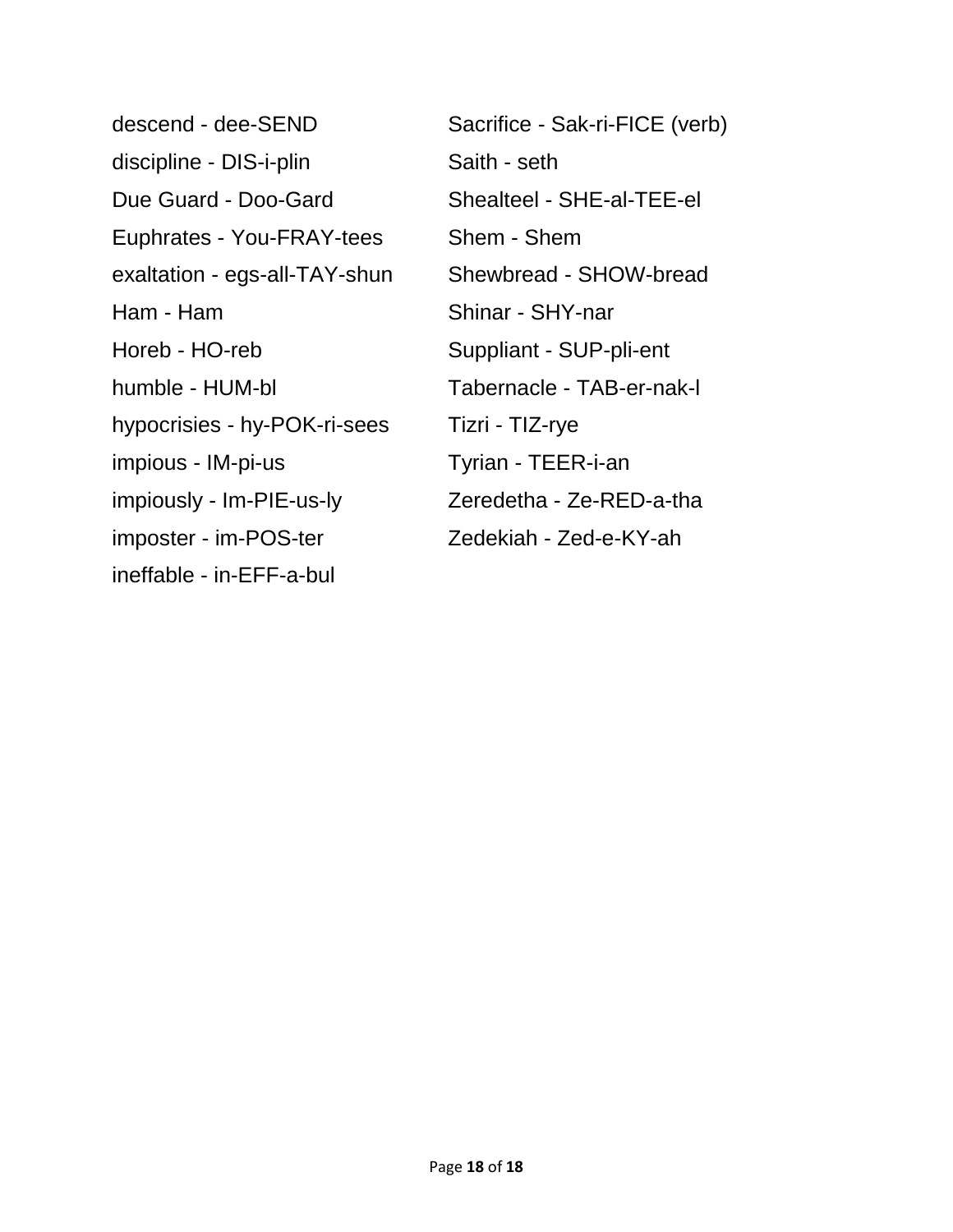descend - dee-SEND

discipline - DIS-i-plin

Due Guard - Doo-Gard

Euphrates - You-FRAY-tees

exaltation - egs-all-TAY-shun

Ham - Ham

Horeb - HO-reb

humble - HUM-bl

hypocrisies - hy-POK-ri-sees

impious - IM-pi-us

impiously - Im-PIE-us-ly

imposter - im-POS-ter

ineffable - in-EFF-a-bul

Sacrifice - Sak-ri-FICE (verb)

Saith - seth

Shealteel - SHE-al-TEE-el

Shem - Shem

Shewbread - SHOW-bread

Shinar - SHY-nar

Suppliant - SUP-pli-ent

Tabernacle - TAB-er-nak-l

Tizri - TIZ-rye

Tyrian - TEER-i-an

Zeredetha - Ze-RED-a-tha

Zedekiah - Zed-e-KY-ah